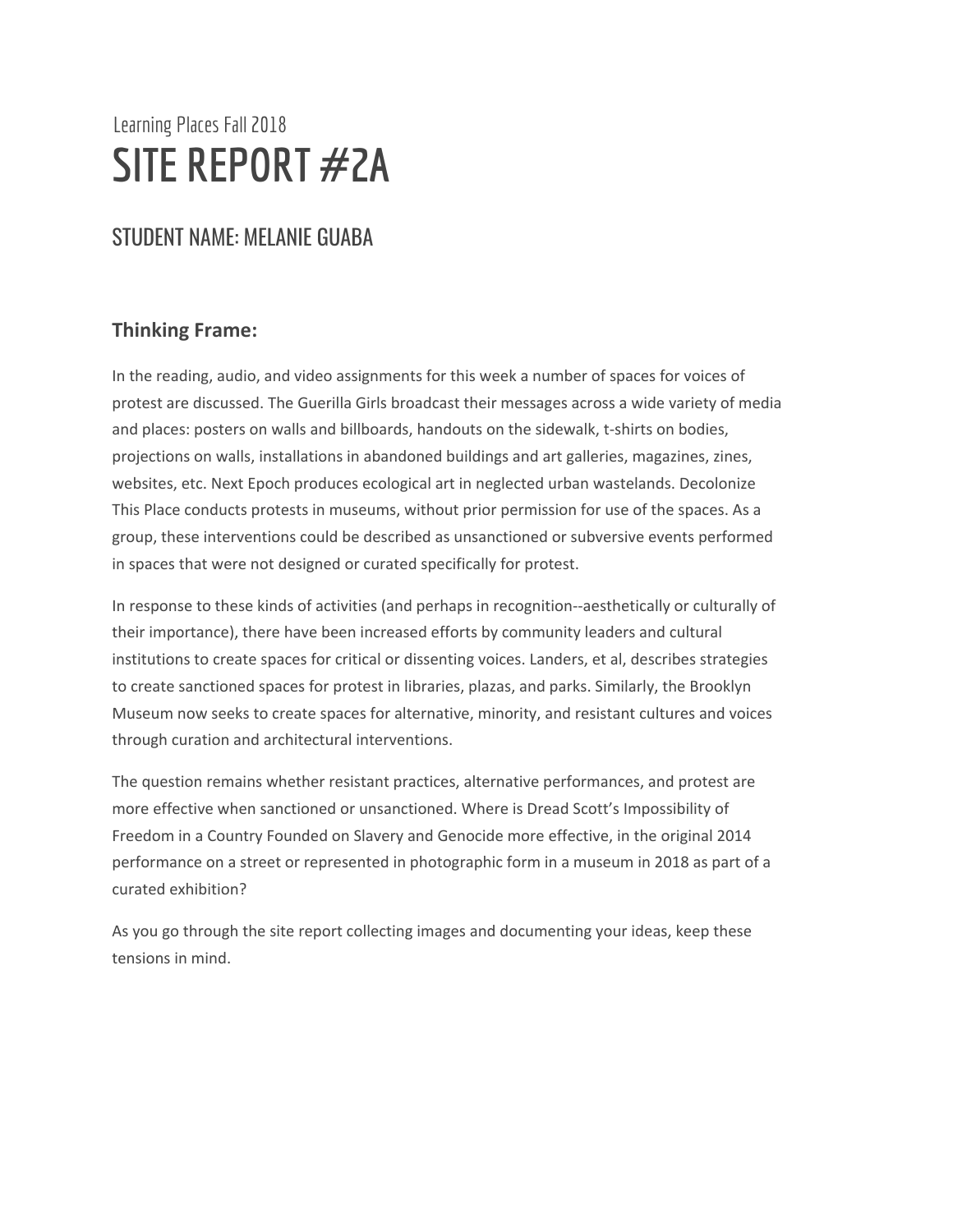Learning Places Fall 2018

# SITE REPORT #2A

## STUDENT NAME: MELANIE GUABA

### Thinking Frame:

In the reading, audio, and video assignments for this week a number of spaces for voices of protest are discussed. The Guerilla Girls broadcast their messages across a wide variety of media and places: posters on walls and billboards, handouts on the sidewalk, t-shirts on bodies, projections on walls, installations in abandoned buildings and art galleries, magazines, zines, websites, etc. Next Epoch produces ecological art in neglected urban wastelands. Decolonize This Place conducts protests in museums, without prior permission for use of the spaces. As a group, these interventions could be described as unsanctioned or subversive events performed in spaces that were not designed or curated specifically for protest.

In response to these kinds of activities (and perhaps in recognition--aesthetically or culturally of their importance), there have been increased efforts by community leaders and cultural institutions to create spaces for critical or dissenting voices. Landers, et al, describes strategies to create sanctioned spaces for protest in libraries, plazas, and parks. Similarly, the Brooklyn Museum now seeks to create spaces for alternative, minority, and resistant cultures and voices through curation and architectural interventions.

The question remains whether resistant practices, alternative performances, and protest are more effective when sanctioned or unsanctioned. Where is Dread Scott's Impossibility of Freedom in a Country Founded on Slavery and Genocide more effective, in the original 2014 performance on a street or represented in photographic form in a museum in 2018 as part of a curated exhibition?

As you go through the site report collecting images and documenting your ideas, keep these tensions in mind.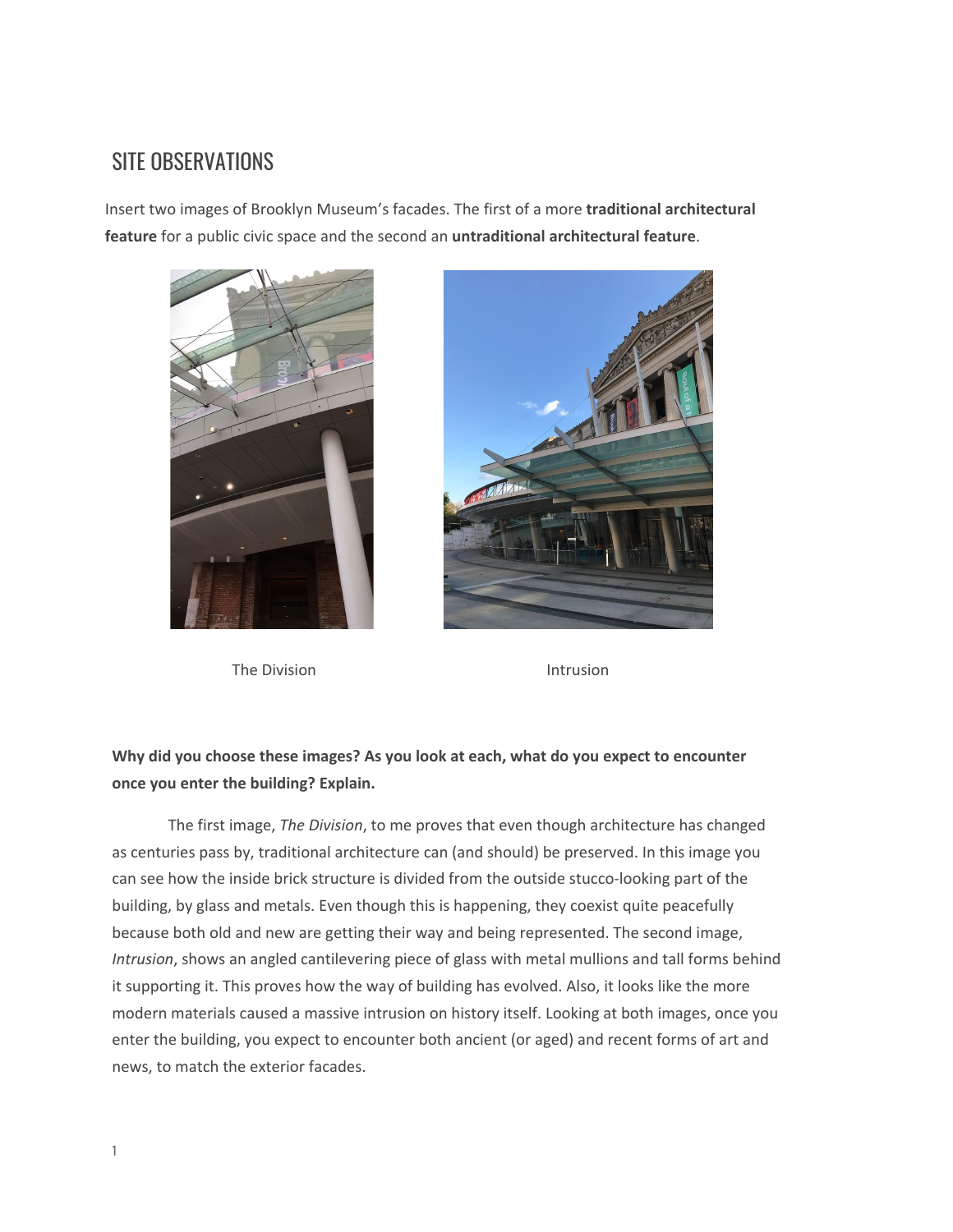## SITE OBSERVATIONS

Insert two images of Brooklyn Museum's facades. The first of a more **traditional architectural feature** for a public civic space and the second an **untraditional architectural feature**.

The Division

Intrusion

**Why did you choose these images? As you look at each, what do you expect to encounter once you enter the building? Explain.**

The first image, *The Division*, to me proves that even though architecture has changed as centuries pass by, traditional architecture can (and should) be preserved. In this image you can see how the inside brick structure is divided from the outside stucco-looking part of the building, by glass and metals. Even though this is happening, they coexist quite peacefully because both old and new are getting their way and being represented. The second image, *Intrusion*, shows an angled cantilevering piece of glass with metal mullions and tall forms behind it supporting it. This proves how the way of building has evolved. Also, it looks like the more modern materials caused a massive intrusion on history itself. Looking at both images, once you enter the building, you expect to encounter both ancient (or aged) and recent forms of art and news, to match the exterior facades.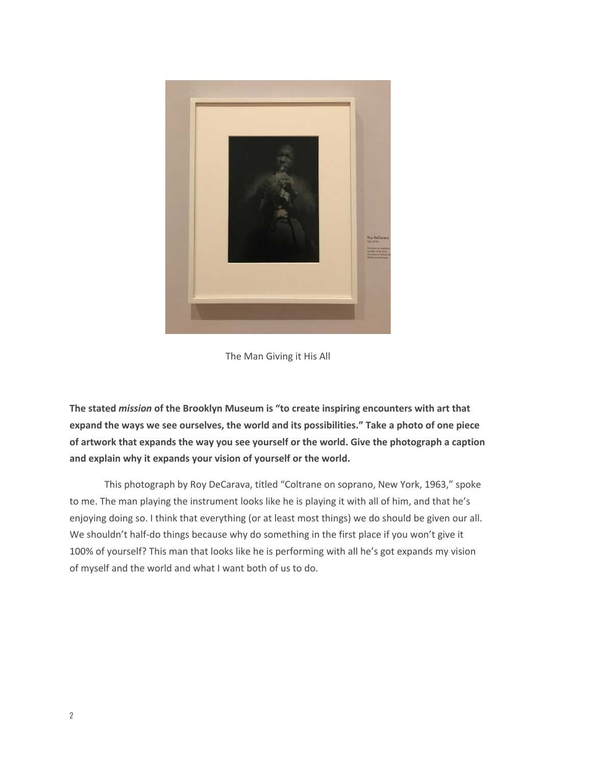The Man Giving it His All

**The stated *mission* of the Brooklyn Museum is "to create inspiring encounters with art that expand the ways we see ourselves, the world and its possibilities." Take a photo of one piece of artwork that expands the way you see yourself or the world. Give the photograph a caption and explain why it expands your vision of yourself or the world.**

This photograph by Roy DeCarava, titled "Coltrane on soprano, New York, 1963," spoke to me. The man playing the instrument looks like he is playing it with all of him, and that he's enjoying doing so. I think that everything (or at least most things) we do should be given our all. We shouldn't half-do things because why do something in the first place if you won't give it 100% of yourself? This man that looks like he is performing with all he's got expands my vision of myself and the world and what I want both of us to do.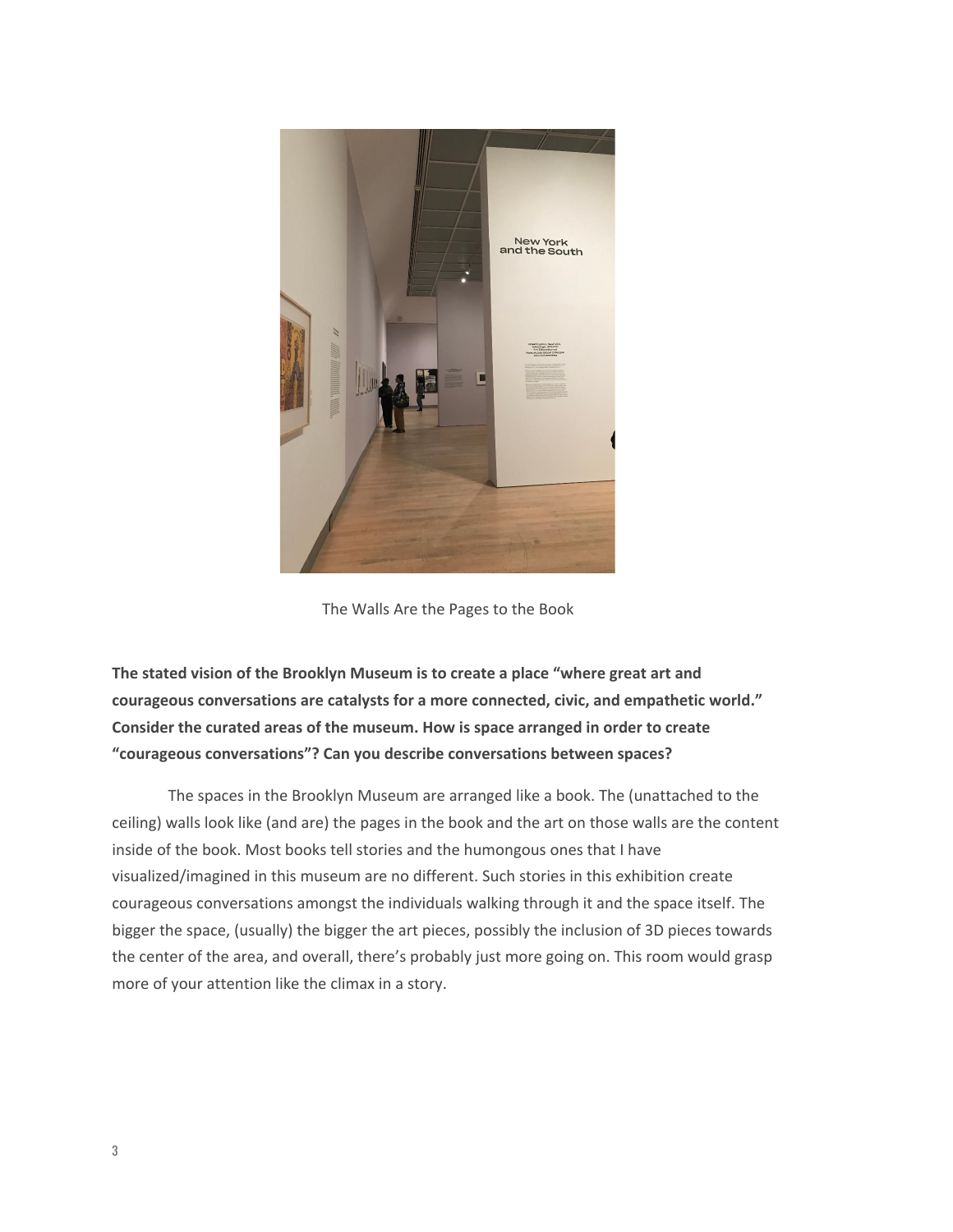The Walls Are the Pages to the Book

**The stated vision of the Brooklyn Museum is to create a place "where great art and courageous conversations are catalysts for a more connected, civic, and empathetic world." Consider the curated areas of the museum. How is space arranged in order to create "courageous conversations"? Can you describe conversations between spaces?**

The spaces in the Brooklyn Museum are arranged like a book. The (unattached to the ceiling) walls look like (and are) the pages in the book and the art on those walls are the content inside of the book. Most books tell stories and the humongous ones that I have visualized/imagined in this museum are no different. Such stories in this exhibition create courageous conversations amongst the individuals walking through it and the space itself. The bigger the space, (usually) the bigger the art pieces, possibly the inclusion of 3D pieces towards the center of the area, and overall, there's probably just more going on. This room would grasp more of your attention like the climax in a story.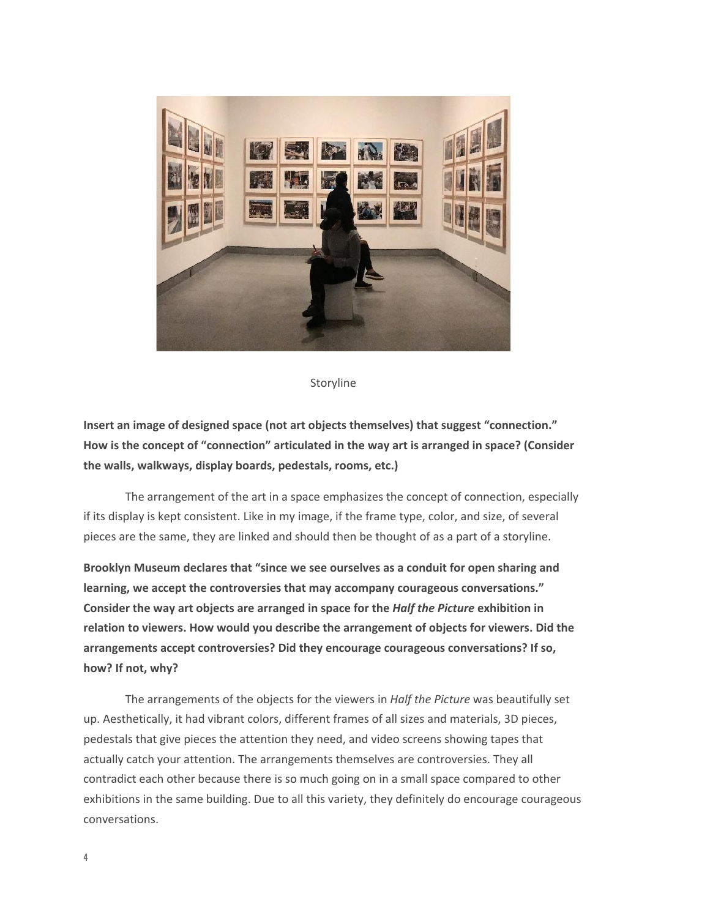Storyline

**Insert an image of designed space (not art objects themselves) that suggest "connection." How is the concept of "connection" articulated in the way art is arranged in space? (Consider the walls, walkways, display boards, pedestals, rooms, etc.)**

The arrangement of the art in a space emphasizes the concept of connection, especially if its display is kept consistent. Like in my image, if the frame type, color, and size, of several pieces are the same, they are linked and should then be thought of as a part of a storyline.

**Brooklyn Museum declares that "since we see ourselves as a conduit for open sharing and learning, we accept the controversies that may accompany courageous conversations." Consider the way art objects are arranged in space for the *Half the Picture* exhibition in relation to viewers. How would you describe the arrangement of objects for viewers. Did the arrangements accept controversies? Did they encourage courageous conversations? If so, how? If not, why?**

The arrangements of the objects for the viewers in *Half the Picture* was beautifully set up. Aesthetically, it had vibrant colors, different frames of all sizes and materials, 3D pieces, pedestals that give pieces the attention they need, and video screens showing tapes that actually catch your attention. The arrangements themselves are controversies. They all contradict each other because there is so much going on in a small space compared to other exhibitions in the same building. Due to all this variety, they definitely do encourage courageous conversations.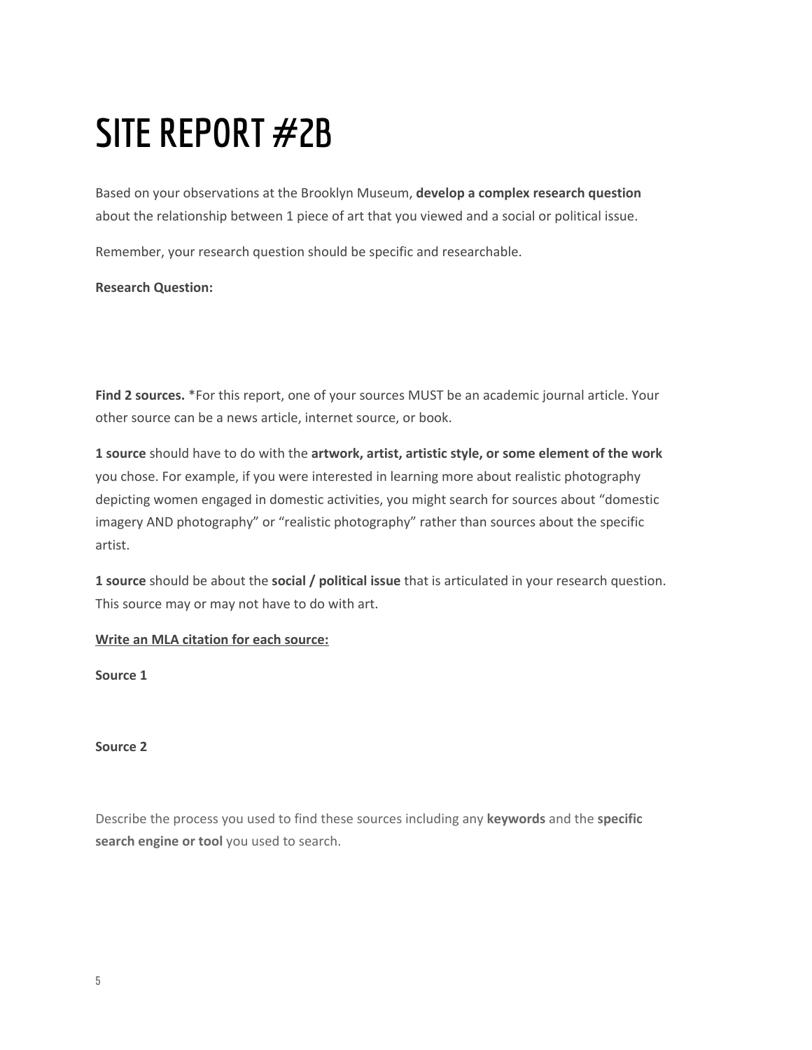# SITE REPORT #2B

Based on your observations at the Brooklyn Museum, **develop a complex research question** about the relationship between 1 piece of art that you viewed and a social or political issue.

Remember, your research question should be specific and researchable.

**Research Question:**

**Find 2 sources.** *For this report, one of your sources MUST be an academic journal article. Your other source can be a news article, internet source, or book.

**1 source** should have to do with the **artwork, artist, artistic style, or some element of the work** you chose. For example, if you were interested in learning more about realistic photography depicting women engaged in domestic activities, you might search for sources about "domestic imagery AND photography" or "realistic photography" rather than sources about the specific artist.

**1 source** should be about the **social / political issue** that is articulated in your research question. This source may or may not have to do with art.

<u>**Write an MLA citation for each source:**</u>

**Source 1**

**Source 2**

Describe the process you used to find these sources including any **keywords** and the **specific search engine or tool** you used to search.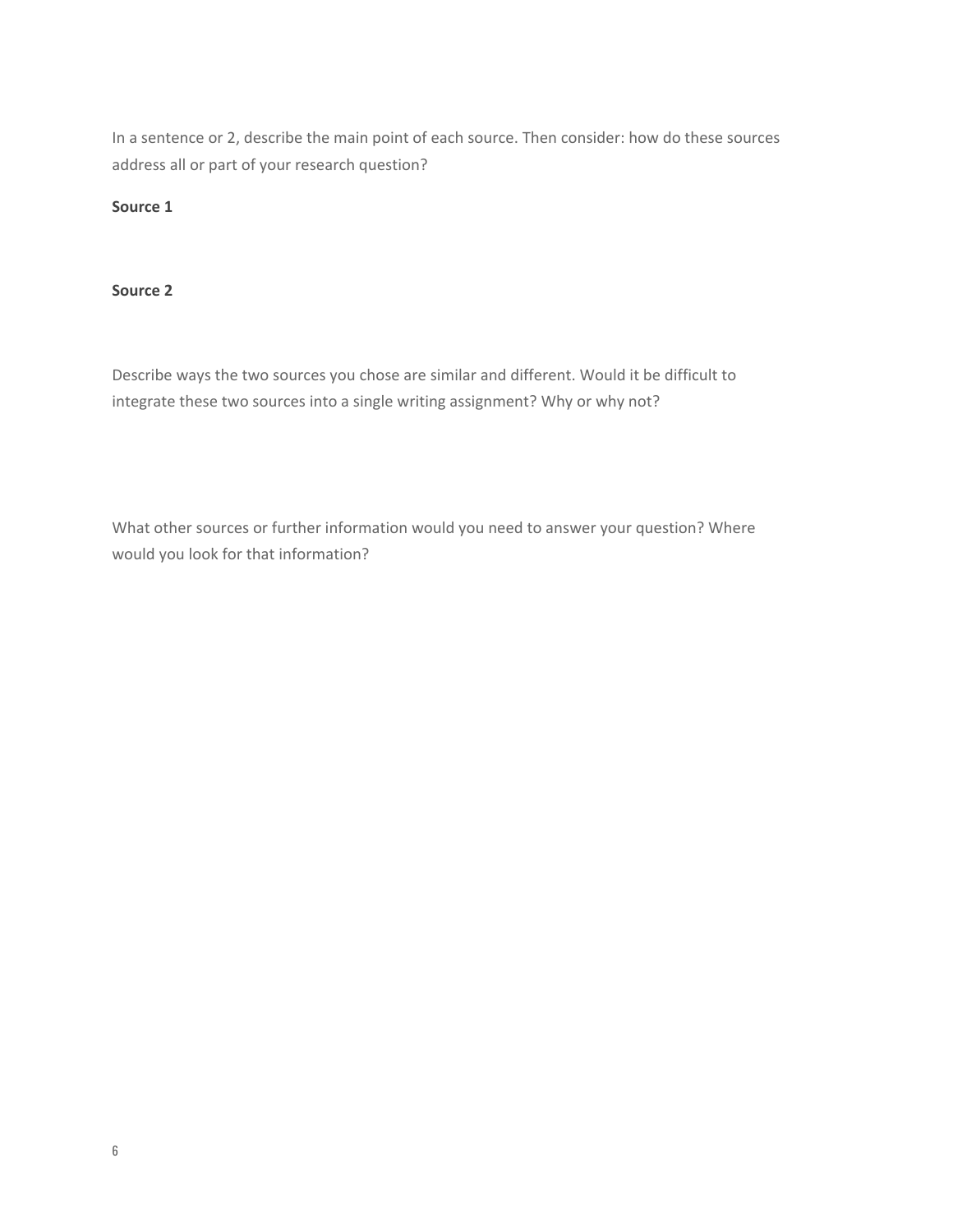In a sentence or 2, describe the main point of each source. Then consider: how do these sources address all or part of your research question?

**Source 1**

**Source 2**

Describe ways the two sources you chose are similar and different. Would it be difficult to integrate these two sources into a single writing assignment? Why or why not?

What other sources or further information would you need to answer your question? Where would you look for that information?